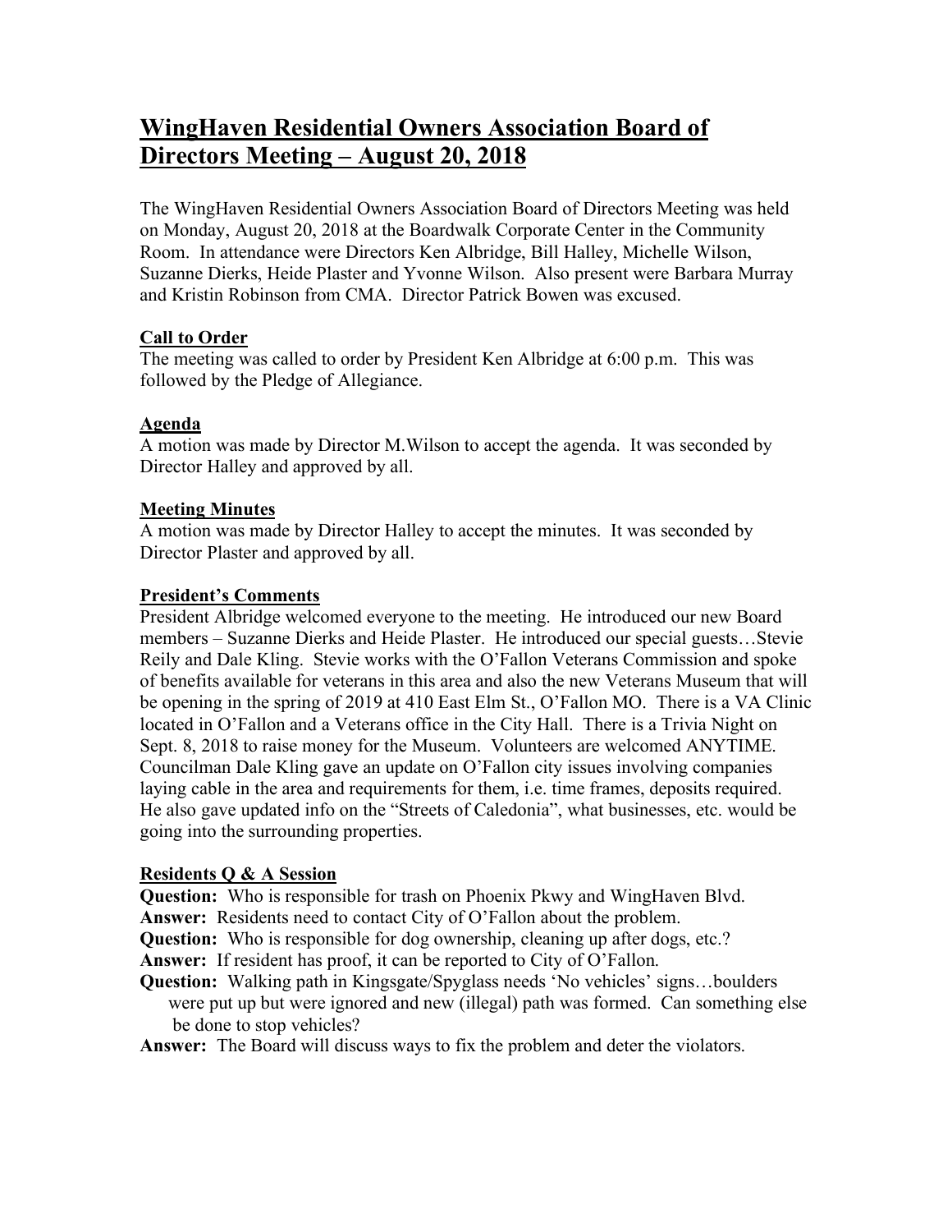# WingHaven Residential Owners Association Board of Directors Meeting – August 20, 2018

The WingHaven Residential Owners Association Board of Directors Meeting was held on Monday, August 20, 2018 at the Boardwalk Corporate Center in the Community Room. In attendance were Directors Ken Albridge, Bill Halley, Michelle Wilson, Suzanne Dierks, Heide Plaster and Yvonne Wilson. Also present were Barbara Murray and Kristin Robinson from CMA. Director Patrick Bowen was excused.

## Call to Order

The meeting was called to order by President Ken Albridge at 6:00 p.m. This was followed by the Pledge of Allegiance.

## Agenda

A motion was made by Director M.Wilson to accept the agenda. It was seconded by Director Halley and approved by all.

## Meeting Minutes

A motion was made by Director Halley to accept the minutes. It was seconded by Director Plaster and approved by all.

## President's Comments

President Albridge welcomed everyone to the meeting. He introduced our new Board members – Suzanne Dierks and Heide Plaster. He introduced our special guests…Stevie Reily and Dale Kling. Stevie works with the O'Fallon Veterans Commission and spoke of benefits available for veterans in this area and also the new Veterans Museum that will be opening in the spring of 2019 at 410 East Elm St., O'Fallon MO. There is a VA Clinic located in O'Fallon and a Veterans office in the City Hall. There is a Trivia Night on Sept. 8, 2018 to raise money for the Museum. Volunteers are welcomed ANYTIME. Councilman Dale Kling gave an update on O'Fallon city issues involving companies laying cable in the area and requirements for them, i.e. time frames, deposits required. He also gave updated info on the "Streets of Caledonia", what businesses, etc. would be going into the surrounding properties.

## Residents Q & A Session

**Question:** Who is responsible for trash on Phoenix Pkwy and WingHaven Blvd.
**Answer:** Residents need to contact City of O'Fallon about the problem.
**Question:** Who is responsible for dog ownership, cleaning up after dogs, etc.?
**Answer:** If resident has proof, it can be reported to City of O'Fallon.
**Question:** Walking path in Kingsgate/Spyglass needs 'No vehicles' signs…boulders were put up but were ignored and new (illegal) path was formed. Can something else be done to stop vehicles?
**Answer:** The Board will discuss ways to fix the problem and deter the violators.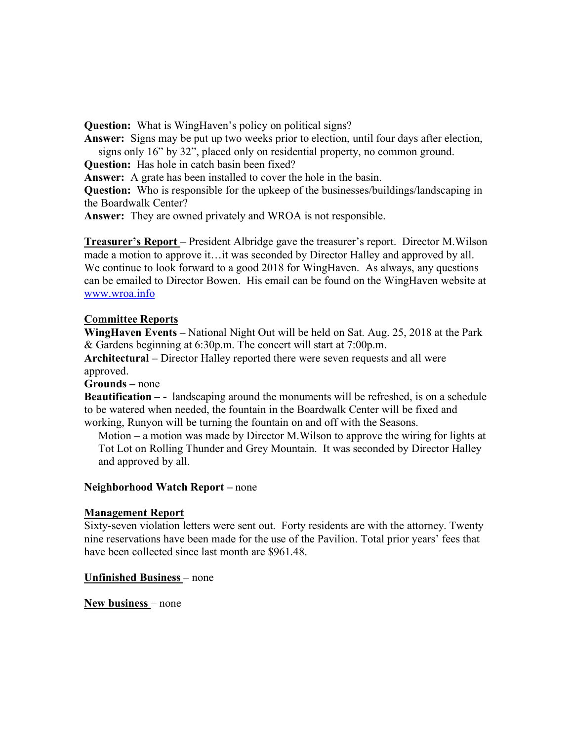**Question:** What is WingHaven's policy on political signs?

**Answer:** Signs may be put up two weeks prior to election, until four days after election, signs only 16" by 32", placed only on residential property, no common ground.

**Question:** Has hole in catch basin been fixed?

**Answer:** A grate has been installed to cover the hole in the basin.

**Question:** Who is responsible for the upkeep of the businesses/buildings/landscaping in the Boardwalk Center?

**Answer:** They are owned privately and WROA is not responsible.

**Treasurer's Report** – President Albridge gave the treasurer's report. Director M.Wilson made a motion to approve it…it was seconded by Director Halley and approved by all. We continue to look forward to a good 2018 for WingHaven. As always, any questions can be emailed to Director Bowen. His email can be found on the WingHaven website at www.wroa.info

**Committee Reports**

**WingHaven Events –** National Night Out will be held on Sat. Aug. 25, 2018 at the Park & Gardens beginning at 6:30p.m. The concert will start at 7:00p.m.

**Architectural –** Director Halley reported there were seven requests and all were approved.

**Grounds –** none

**Beautification – -** landscaping around the monuments will be refreshed, is on a schedule to be watered when needed, the fountain in the Boardwalk Center will be fixed and working, Runyon will be turning the fountain on and off with the Seasons.

Motion – a motion was made by Director M.Wilson to approve the wiring for lights at Tot Lot on Rolling Thunder and Grey Mountain. It was seconded by Director Halley and approved by all.

**Neighborhood Watch Report –** none

**Management Report**

Sixty-seven violation letters were sent out. Forty residents are with the attorney. Twenty nine reservations have been made for the use of the Pavilion. Total prior years' fees that have been collected since last month are $961.48.

**Unfinished Business** – none

**New business** – none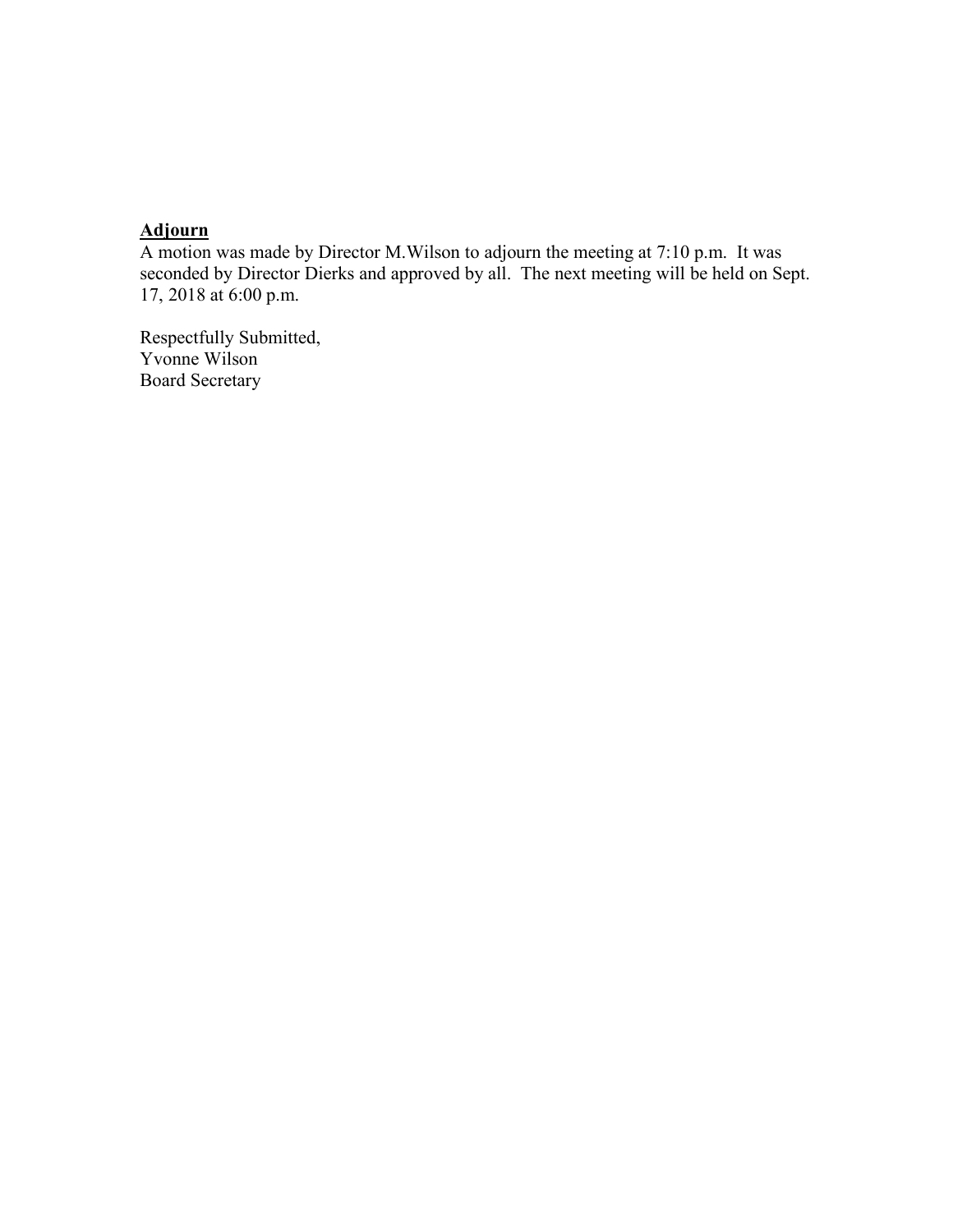**Adjourn**

A motion was made by Director M.Wilson to adjourn the meeting at 7:10 p.m. It was seconded by Director Dierks and approved by all. The next meeting will be held on Sept. 17, 2018 at 6:00 p.m.

Respectfully Submitted,
Yvonne Wilson
Board Secretary